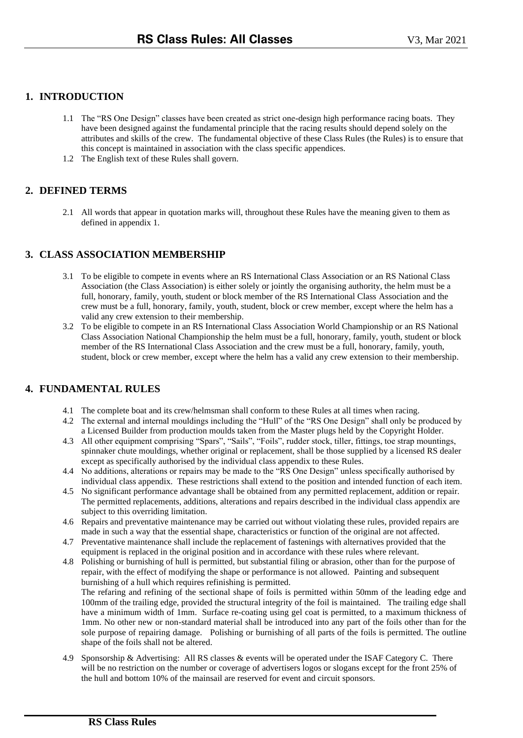# RS Class Rules: All Classes

V3, Mar 2021

## 1. INTRODUCTION

1.1 The "RS One Design" classes have been created as strict one-design high performance racing boats. They have been designed against the fundamental principle that the racing results should depend solely on the attributes and skills of the crew. The fundamental objective of these Class Rules (the Rules) is to ensure that this concept is maintained in association with the class specific appendices.

1.2 The English text of these Rules shall govern.

## 2. DEFINED TERMS

2.1 All words that appear in quotation marks will, throughout these Rules have the meaning given to them as defined in appendix 1.

## 3. CLASS ASSOCIATION MEMBERSHIP

3.1 To be eligible to compete in events where an RS International Class Association or an RS National Class Association (the Class Association) is either solely or jointly the organising authority, the helm must be a full, honorary, family, youth, student or block member of the RS International Class Association and the crew must be a full, honorary, family, youth, student, block or crew member, except where the helm has a valid any crew extension to their membership.

3.2 To be eligible to compete in an RS International Class Association World Championship or an RS National Class Association National Championship the helm must be a full, honorary, family, youth, student or block member of the RS International Class Association and the crew must be a full, honorary, family, youth, student, block or crew member, except where the helm has a valid any crew extension to their membership.

## 4. FUNDAMENTAL RULES

4.1 The complete boat and its crew/helmsman shall conform to these Rules at all times when racing.

4.2 The external and internal mouldings including the "Hull" of the "RS One Design" shall only be produced by a Licensed Builder from production moulds taken from the Master plugs held by the Copyright Holder.

4.3 All other equipment comprising "Spars", "Sails", "Foils", rudder stock, tiller, fittings, toe strap mountings, spinnaker chute mouldings, whether original or replacement, shall be those supplied by a licensed RS dealer except as specifically authorised by the individual class appendix to these Rules.

4.4 No additions, alterations or repairs may be made to the "RS One Design" unless specifically authorised by individual class appendix. These restrictions shall extend to the position and intended function of each item.

4.5 No significant performance advantage shall be obtained from any permitted replacement, addition or repair. The permitted replacements, additions, alterations and repairs described in the individual class appendix are subject to this overriding limitation.

4.6 Repairs and preventative maintenance may be carried out without violating these rules, provided repairs are made in such a way that the essential shape, characteristics or function of the original are not affected.

4.7 Preventative maintenance shall include the replacement of fastenings with alternatives provided that the equipment is replaced in the original position and in accordance with these rules where relevant.

4.8 Polishing or burnishing of hull is permitted, but substantial filing or abrasion, other than for the purpose of repair, with the effect of modifying the shape or performance is not allowed. Painting and subsequent burnishing of a hull which requires refinishing is permitted.
The refaring and refining of the sectional shape of foils is permitted within 50mm of the leading edge and 100mm of the trailing edge, provided the structural integrity of the foil is maintained. The trailing edge shall have a minimum width of 1mm. Surface re-coating using gel coat is permitted, to a maximum thickness of 1mm. No other new or non-standard material shall be introduced into any part of the foils other than for the sole purpose of repairing damage. Polishing or burnishing of all parts of the foils is permitted. The outline shape of the foils shall not be altered.

4.9 Sponsorship & Advertising: All RS classes & events will be operated under the ISAF Category C. There will be no restriction on the number or coverage of advertisers logos or slogans except for the front 25% of the hull and bottom 10% of the mainsail are reserved for event and circuit sponsors.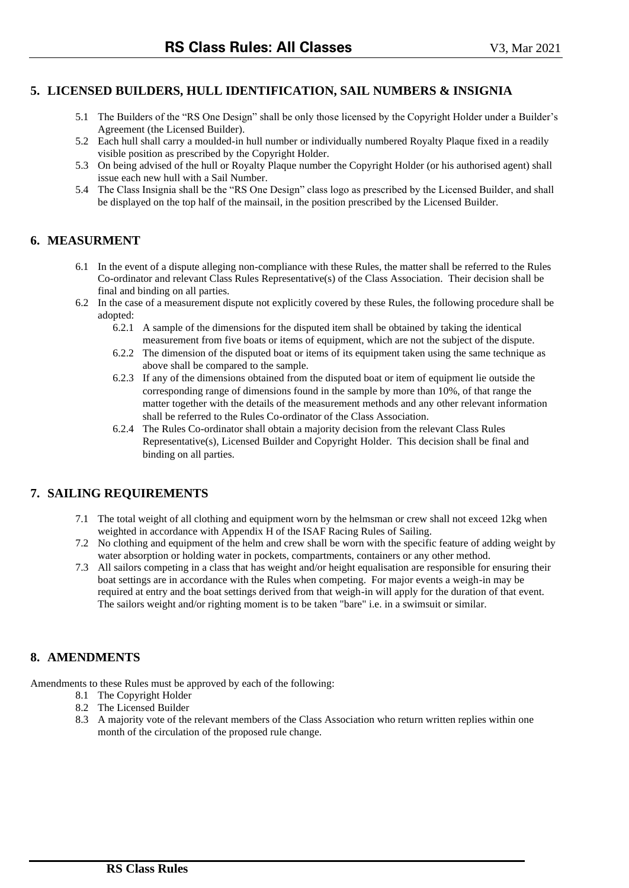## 5. LICENSED BUILDERS, HULL IDENTIFICATION, SAIL NUMBERS & INSIGNIA

5.1 The Builders of the "RS One Design" shall be only those licensed by the Copyright Holder under a Builder's Agreement (the Licensed Builder).

5.2 Each hull shall carry a moulded-in hull number or individually numbered Royalty Plaque fixed in a readily visible position as prescribed by the Copyright Holder.

5.3 On being advised of the hull or Royalty Plaque number the Copyright Holder (or his authorised agent) shall issue each new hull with a Sail Number.

5.4 The Class Insignia shall be the "RS One Design" class logo as prescribed by the Licensed Builder, and shall be displayed on the top half of the mainsail, in the position prescribed by the Licensed Builder.

## 6. MEASURMENT

6.1 In the event of a dispute alleging non-compliance with these Rules, the matter shall be referred to the Rules Co-ordinator and relevant Class Rules Representative(s) of the Class Association. Their decision shall be final and binding on all parties.

6.2 In the case of a measurement dispute not explicitly covered by these Rules, the following procedure shall be adopted:

6.2.1 A sample of the dimensions for the disputed item shall be obtained by taking the identical measurement from five boats or items of equipment, which are not the subject of the dispute.

6.2.2 The dimension of the disputed boat or items of its equipment taken using the same technique as above shall be compared to the sample.

6.2.3 If any of the dimensions obtained from the disputed boat or item of equipment lie outside the corresponding range of dimensions found in the sample by more than 10%, of that range the matter together with the details of the measurement methods and any other relevant information shall be referred to the Rules Co-ordinator of the Class Association.

6.2.4 The Rules Co-ordinator shall obtain a majority decision from the relevant Class Rules Representative(s), Licensed Builder and Copyright Holder. This decision shall be final and binding on all parties.

## 7. SAILING REQUIREMENTS

7.1 The total weight of all clothing and equipment worn by the helmsman or crew shall not exceed 12kg when weighted in accordance with Appendix H of the ISAF Racing Rules of Sailing.

7.2 No clothing and equipment of the helm and crew shall be worn with the specific feature of adding weight by water absorption or holding water in pockets, compartments, containers or any other method.

7.3 All sailors competing in a class that has weight and/or height equalisation are responsible for ensuring their boat settings are in accordance with the Rules when competing. For major events a weigh-in may be required at entry and the boat settings derived from that weigh-in will apply for the duration of that event. The sailors weight and/or righting moment is to be taken "bare" i.e. in a swimsuit or similar.

## 8. AMENDMENTS

Amendments to these Rules must be approved by each of the following:

8.1 The Copyright Holder

8.2 The Licensed Builder

8.3 A majority vote of the relevant members of the Class Association who return written replies within one month of the circulation of the proposed rule change.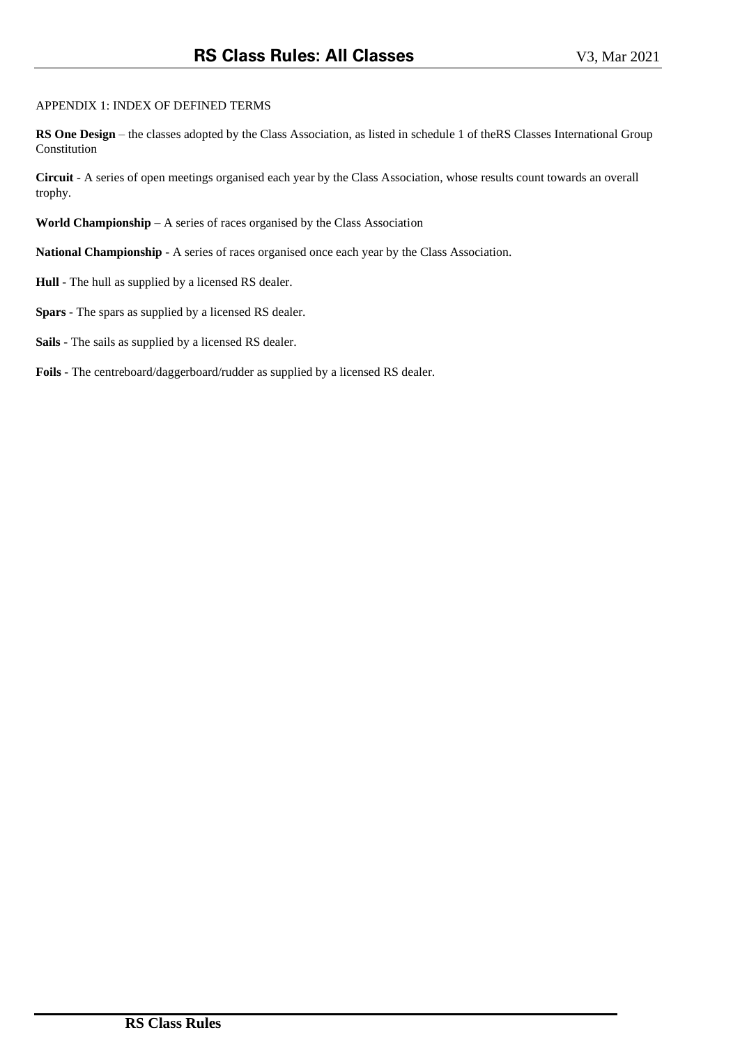APPENDIX 1: INDEX OF DEFINED TERMS

**RS One Design** – the classes adopted by the Class Association, as listed in schedule 1 of theRS Classes International Group Constitution

**Circuit** - A series of open meetings organised each year by the Class Association, whose results count towards an overall trophy.

**World Championship** – A series of races organised by the Class Association

**National Championship** - A series of races organised once each year by the Class Association.

**Hull** - The hull as supplied by a licensed RS dealer.

**Spars** - The spars as supplied by a licensed RS dealer.

**Sails** - The sails as supplied by a licensed RS dealer.

**Foils** - The centreboard/daggerboard/rudder as supplied by a licensed RS dealer.